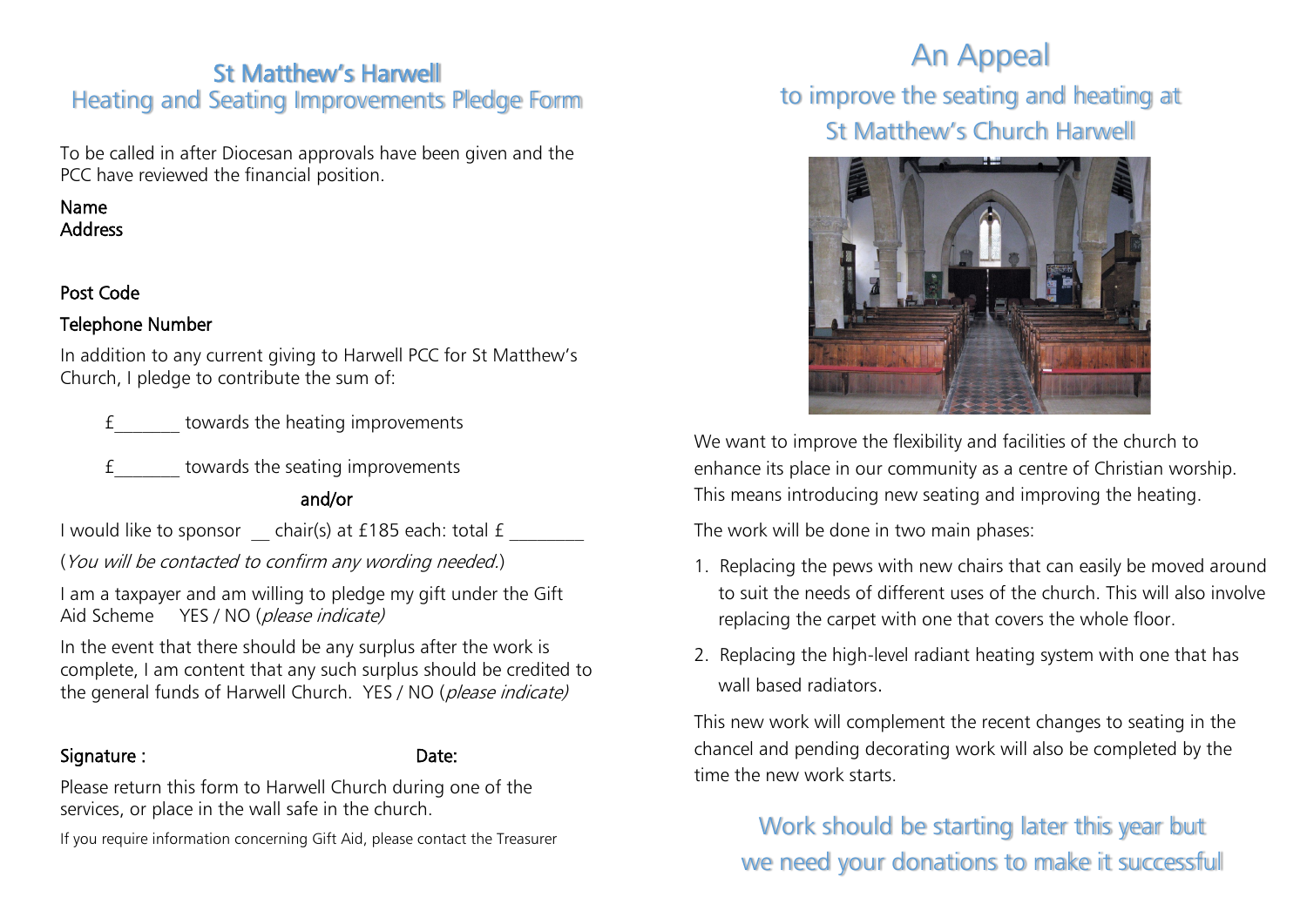## St Matthew's Harwell
### Heating and Seating Improvements Pledge Form

To be called in after Diocesan approvals have been given and the PCC have reviewed the financial position.

Name
Address

Post Code

Telephone Number

In addition to any current giving to Harwell PCC for St Matthew's Church, I pledge to contribute the sum of:

£_______ towards the heating improvements

£_______ towards the seating improvements

and/or

I would like to sponsor __ chair(s) at £185 each: total £ ________

(*You will be contacted to confirm any wording needed.*)

I am a taxpayer and am willing to pledge my gift under the Gift Aid Scheme YES / NO (*please indicate)*

In the event that there should be any surplus after the work is complete, I am content that any such surplus should be credited to the general funds of Harwell Church. YES / NO (*please indicate)*

Signature : Date:

Please return this form to Harwell Church during one of the services, or place in the wall safe in the church.

If you require information concerning Gift Aid, please contact the Treasurer

# An Appeal
## to improve the seating and heating at St Matthew's Church Harwell

We want to improve the flexibility and facilities of the church to enhance its place in our community as a centre of Christian worship. This means introducing new seating and improving the heating.

The work will be done in two main phases:

1. Replacing the pews with new chairs that can easily be moved around to suit the needs of different uses of the church. This will also involve replacing the carpet with one that covers the whole floor.
2. Replacing the high-level radiant heating system with one that has wall based radiators.

This new work will complement the recent changes to seating in the chancel and pending decorating work will also be completed by the time the new work starts.

### Work should be starting later this year but we need your donations to make it successful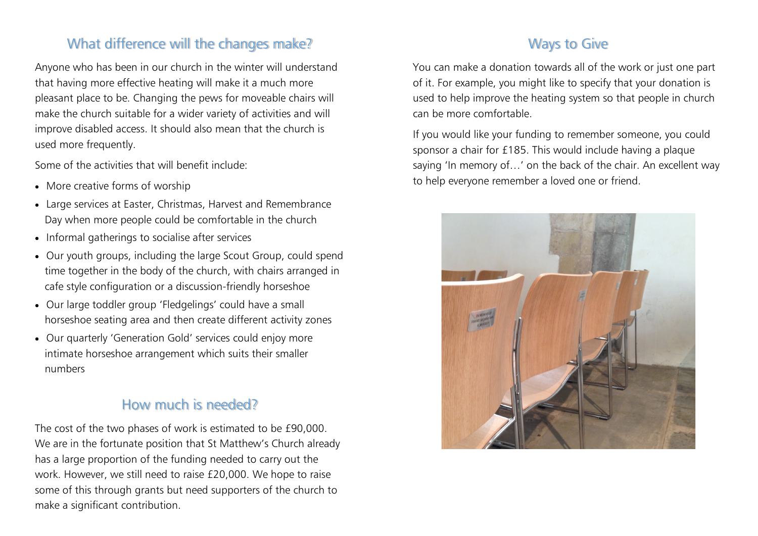## What difference will the changes make?

Anyone who has been in our church in the winter will understand that having more effective heating will make it a much more pleasant place to be. Changing the pews for moveable chairs will make the church suitable for a wider variety of activities and will improve disabled access. It should also mean that the church is used more frequently.

Some of the activities that will benefit include:

- More creative forms of worship
- Large services at Easter, Christmas, Harvest and Remembrance Day when more people could be comfortable in the church
- Informal gatherings to socialise after services
- Our youth groups, including the large Scout Group, could spend time together in the body of the church, with chairs arranged in cafe style configuration or a discussion-friendly horseshoe
- Our large toddler group 'Fledgelings' could have a small horseshoe seating area and then create different activity zones
- Our quarterly 'Generation Gold' services could enjoy more intimate horseshoe arrangement which suits their smaller numbers

## How much is needed?

The cost of the two phases of work is estimated to be £90,000. We are in the fortunate position that St Matthew's Church already has a large proportion of the funding needed to carry out the work. However, we still need to raise £20,000. We hope to raise some of this through grants but need supporters of the church to make a significant contribution.

## Ways to Give

You can make a donation towards all of the work or just one part of it. For example, you might like to specify that your donation is used to help improve the heating system so that people in church can be more comfortable.

If you would like your funding to remember someone, you could sponsor a chair for £185. This would include having a plaque saying 'In memory of…' on the back of the chair. An excellent way to help everyone remember a loved one or friend.